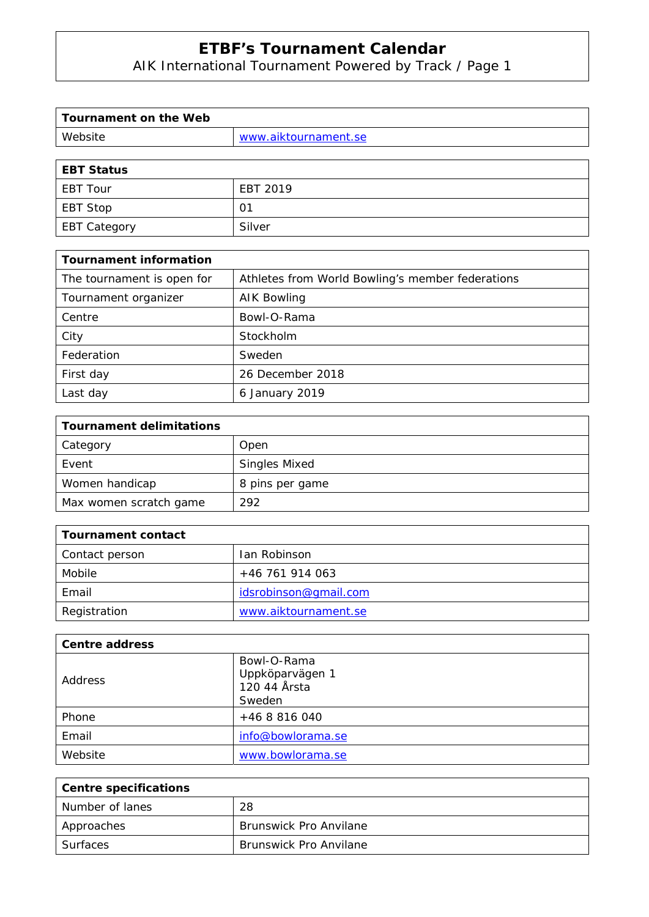# ETBF's Tournament Calendar

AIK International Tournament Powered by Track / Page 1

| Tournament on the Web | |
|---|---|
| Website | www.aiktournament.se |

| EBT Status | |
|---|---|
| EBT Tour | EBT 2019 |
| EBT Stop | 01 |
| EBT Category | Silver |

| Tournament information | |
|---|---|
| The tournament is open for | Athletes from World Bowling's member federations |
| Tournament organizer | AIK Bowling |
| Centre | Bowl-O-Rama |
| City | Stockholm |
| Federation | Sweden |
| First day | 26 December 2018 |
| Last day | 6 January 2019 |

| Tournament delimitations | |
|---|---|
| Category | Open |
| Event | Singles Mixed |
| Women handicap | 8 pins per game |
| Max women scratch game | 292 |

| Tournament contact | |
|---|---|
| Contact person | Ian Robinson |
| Mobile | +46 761 914 063 |
| Email | idsrobinson@gmail.com |
| Registration | www.aiktournament.se |

| Centre address | |
|---|---|
| Address | Bowl-O-Rama<br>Uppköparvägen 1<br>120 44 Årsta<br>Sweden |
| Phone | +46 8 816 040 |
| Email | info@bowlorama.se |
| Website | www.bowlorama.se |

| Centre specifications | |
|---|---|
| Number of lanes | 28 |
| Approaches | Brunswick Pro Anvilane |
| Surfaces | Brunswick Pro Anvilane |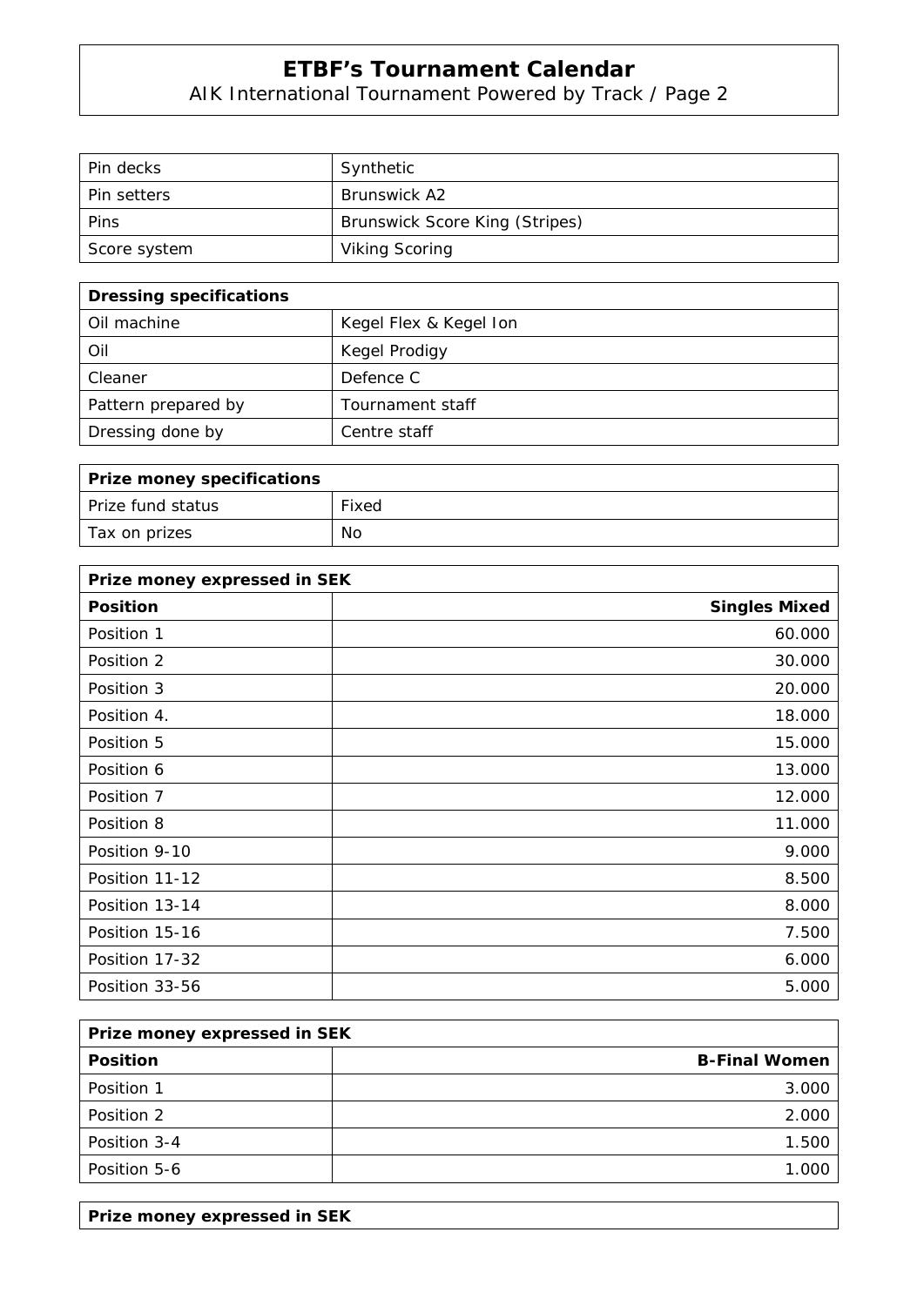| Pin decks | Synthetic |
|---|---|
| Pin setters | Brunswick A2 |
| Pins | Brunswick Score King (Stripes) |
| Score system | Viking Scoring |

| **Dressing specifications** | |
|---|---|
| Oil machine | Kegel Flex & Kegel Ion |
| Oil | Kegel Prodigy |
| Cleaner | Defence C |
| Pattern prepared by | Tournament staff |
| Dressing done by | Centre staff |

| **Prize money specifications** | |
|---|---|
| Prize fund status | Fixed |
| Tax on prizes | No |

| **Prize money expressed in SEK** | |
|---|---|
| **Position** | **Singles Mixed** |
| Position 1 | 60.000 |
| Position 2 | 30.000 |
| Position 3 | 20.000 |
| Position 4. | 18.000 |
| Position 5 | 15.000 |
| Position 6 | 13.000 |
| Position 7 | 12.000 |
| Position 8 | 11.000 |
| Position 9-10 | 9.000 |
| Position 11-12 | 8.500 |
| Position 13-14 | 8.000 |
| Position 15-16 | 7.500 |
| Position 17-32 | 6.000 |
| Position 33-56 | 5.000 |

| **Prize money expressed in SEK** | |
|---|---|
| **Position** | **B-Final Women** |
| Position 1 | 3.000 |
| Position 2 | 2.000 |
| Position 3-4 | 1.500 |
| Position 5-6 | 1.000 |

| **Prize money expressed in SEK** |
|---|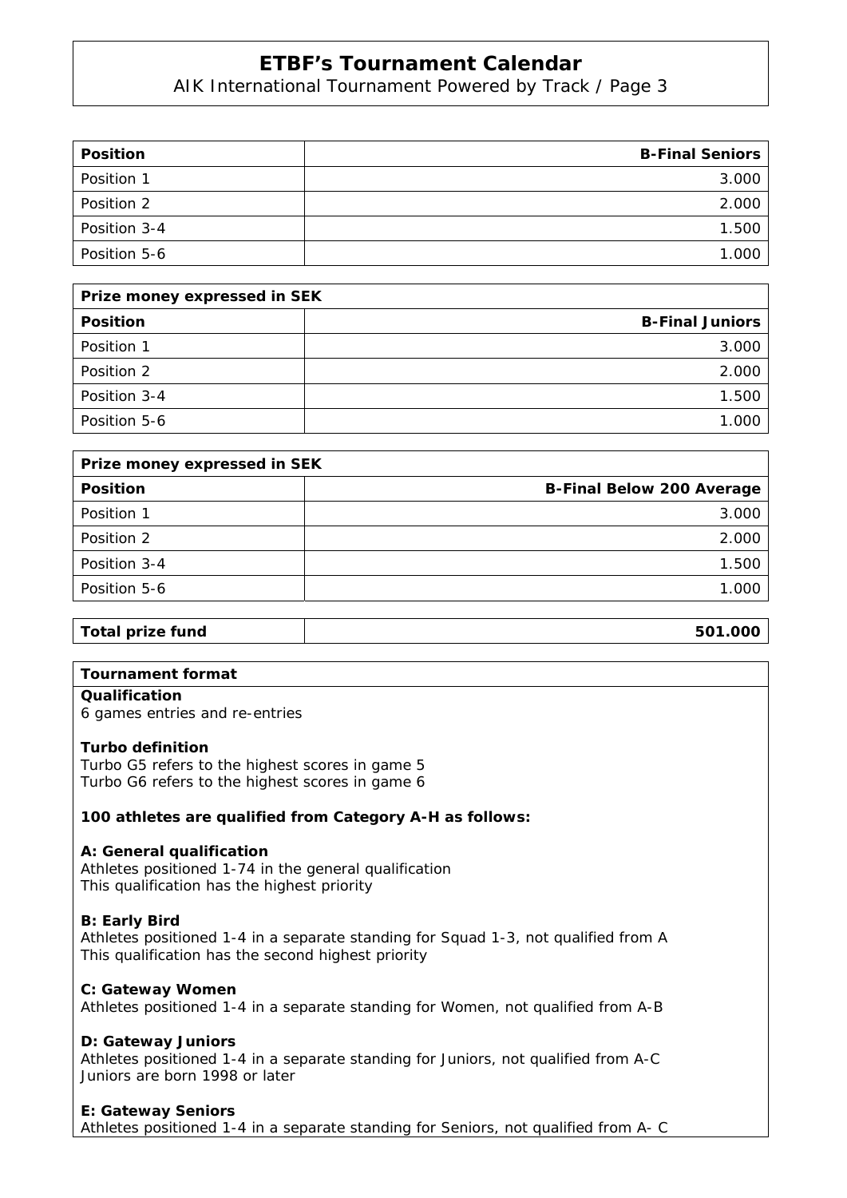| Position | B-Final Seniors |
|---|---|
| Position 1 | 3.000 |
| Position 2 | 2.000 |
| Position 3-4 | 1.500 |
| Position 5-6 | 1.000 |

| Prize money expressed in SEK | |
|---|---|
| **Position** | **B-Final Juniors** |
| Position 1 | 3.000 |
| Position 2 | 2.000 |
| Position 3-4 | 1.500 |
| Position 5-6 | 1.000 |

| Prize money expressed in SEK | |
|---|---|
| **Position** | **B-Final Below 200 Average** |
| Position 1 | 3.000 |
| Position 2 | 2.000 |
| Position 3-4 | 1.500 |
| Position 5-6 | 1.000 |

| Total prize fund | 501.000 |
|---|---|

**Tournament format**

**Qualification**
6 games entries and re-entries

**Turbo definition**
Turbo G5 refers to the highest scores in game 5
Turbo G6 refers to the highest scores in game 6

**100 athletes are qualified from Category A-H as follows:**

**A: General qualification**
Athletes positioned 1-74 in the general qualification
This qualification has the highest priority

**B: Early Bird**
Athletes positioned 1-4 in a separate standing for Squad 1-3, not qualified from A
This qualification has the second highest priority

**C: Gateway Women**
Athletes positioned 1-4 in a separate standing for Women, not qualified from A-B

**D: Gateway Juniors**
Athletes positioned 1-4 in a separate standing for Juniors, not qualified from A-C
Juniors are born 1998 or later

**E: Gateway Seniors**
Athletes positioned 1-4 in a separate standing for Seniors, not qualified from A- C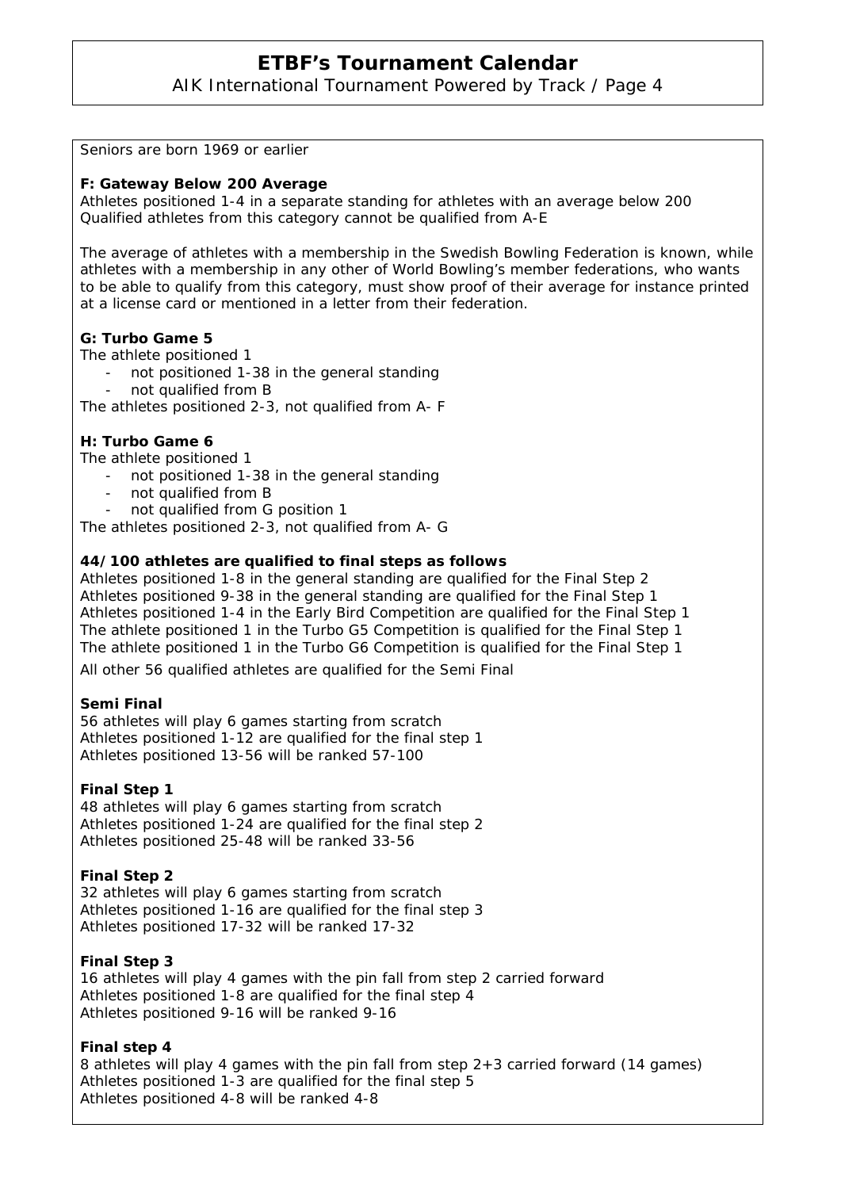Seniors are born 1969 or earlier

**F: Gateway Below 200 Average**
Athletes positioned 1-4 in a separate standing for athletes with an average below 200
Qualified athletes from this category cannot be qualified from A-E

The average of athletes with a membership in the Swedish Bowling Federation is known, while athletes with a membership in any other of World Bowling's member federations, who wants to be able to qualify from this category, must show proof of their average for instance printed at a license card or mentioned in a letter from their federation.

**G: Turbo Game 5**
The athlete positioned 1

- not positioned 1-38 in the general standing
- not qualified from B

The athletes positioned 2-3, not qualified from A- F

**H: Turbo Game 6**
The athlete positioned 1

- not positioned 1-38 in the general standing
- not qualified from B
- not qualified from G position 1

The athletes positioned 2-3, not qualified from A- G

**44/100 athletes are qualified to final steps as follows**
Athletes positioned 1-8 in the general standing are qualified for the Final Step 2
Athletes positioned 9-38 in the general standing are qualified for the Final Step 1
Athletes positioned 1-4 in the Early Bird Competition are qualified for the Final Step 1
The athlete positioned 1 in the Turbo G5 Competition is qualified for the Final Step 1
The athlete positioned 1 in the Turbo G6 Competition is qualified for the Final Step 1
All other 56 qualified athletes are qualified for the Semi Final

**Semi Final**
56 athletes will play 6 games starting from scratch
Athletes positioned 1-12 are qualified for the final step 1
Athletes positioned 13-56 will be ranked 57-100

**Final Step 1**
48 athletes will play 6 games starting from scratch
Athletes positioned 1-24 are qualified for the final step 2
Athletes positioned 25-48 will be ranked 33-56

**Final Step 2**
32 athletes will play 6 games starting from scratch
Athletes positioned 1-16 are qualified for the final step 3
Athletes positioned 17-32 will be ranked 17-32

**Final Step 3**
16 athletes will play 4 games with the pin fall from step 2 carried forward
Athletes positioned 1-8 are qualified for the final step 4
Athletes positioned 9-16 will be ranked 9-16

**Final step 4**
8 athletes will play 4 games with the pin fall from step 2+3 carried forward (14 games)
Athletes positioned 1-3 are qualified for the final step 5
Athletes positioned 4-8 will be ranked 4-8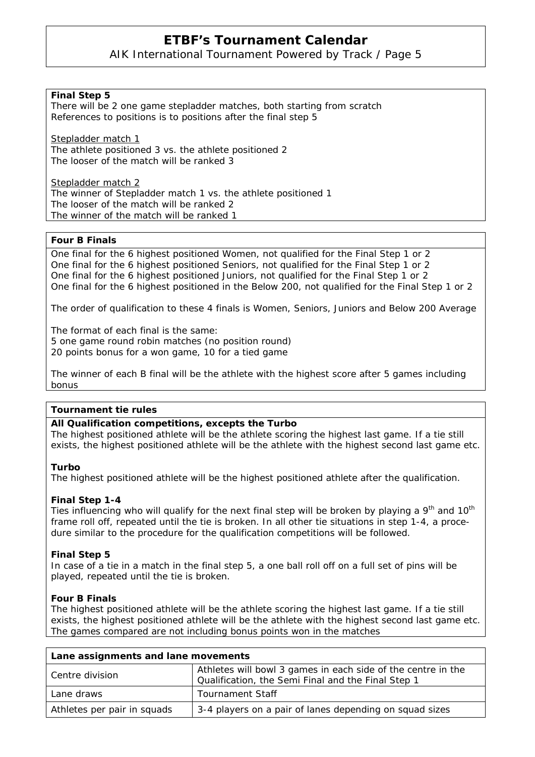### Final Step 5

There will be 2 one game stepladder matches, both starting from scratch
References to positions is to positions after the final step 5

Stepladder match 1
The athlete positioned 3 vs. the athlete positioned 2
The looser of the match will be ranked 3

Stepladder match 2
The winner of Stepladder match 1 vs. the athlete positioned 1
The looser of the match will be ranked 2
The winner of the match will be ranked 1

### Four B Finals

One final for the 6 highest positioned Women, not qualified for the Final Step 1 or 2
One final for the 6 highest positioned Seniors, not qualified for the Final Step 1 or 2
One final for the 6 highest positioned Juniors, not qualified for the Final Step 1 or 2
One final for the 6 highest positioned in the Below 200, not qualified for the Final Step 1 or 2

The order of qualification to these 4 finals is Women, Seniors, Juniors and Below 200 Average

The format of each final is the same:
5 one game round robin matches (no position round)
20 points bonus for a won game, 10 for a tied game

The winner of each B final will be the athlete with the highest score after 5 games including bonus

### Tournament tie rules

**All Qualification competitions, excepts the Turbo**
The highest positioned athlete will be the athlete scoring the highest last game. If a tie still exists, the highest positioned athlete will be the athlete with the highest second last game etc.

**Turbo**
The highest positioned athlete will be the highest positioned athlete after the qualification.

**Final Step 1-4**
Ties influencing who will qualify for the next final step will be broken by playing a 9th and 10th frame roll off, repeated until the tie is broken. In all other tie situations in step 1-4, a procedure similar to the procedure for the qualification competitions will be followed.

**Final Step 5**
In case of a tie in a match in the final step 5, a one ball roll off on a full set of pins will be played, repeated until the tie is broken.

**Four B Finals**
The highest positioned athlete will be the athlete scoring the highest last game. If a tie still exists, the highest positioned athlete will be the athlete with the highest second last game etc. The games compared are not including bonus points won in the matches

| Lane assignments and lane movements | |
|---|---|
| Centre division | Athletes will bowl 3 games in each side of the centre in the Qualification, the Semi Final and the Final Step 1 |
| Lane draws | Tournament Staff |
| Athletes per pair in squads | 3-4 players on a pair of lanes depending on squad sizes |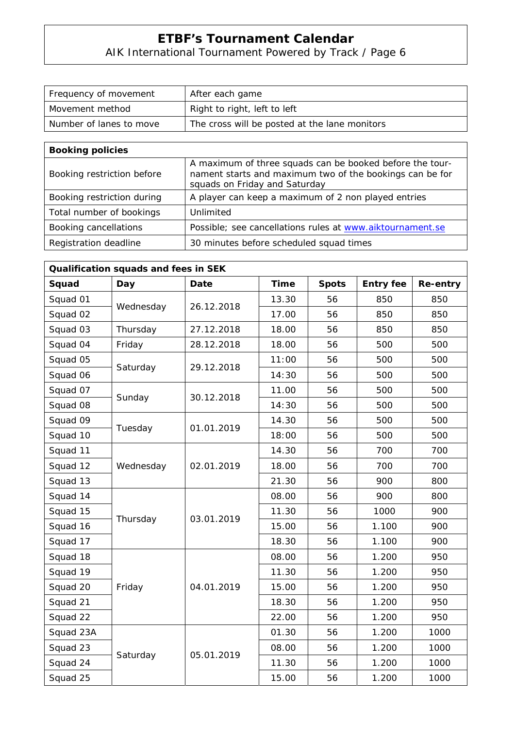| Frequency of movement | After each game |
|---|---|
| Movement method | Right to right, left to left |
| Number of lanes to move | The cross will be posted at the lane monitors |

| **Booking policies** | |
|---|---|
| Booking restriction before | A maximum of three squads can be booked before the tournament starts and maximum two of the bookings can be for squads on Friday and Saturday |
| Booking restriction during | A player can keep a maximum of 2 non played entries |
| Total number of bookings | Unlimited |
| Booking cancellations | Possible; see cancellations rules at www.aiktournament.se |
| Registration deadline | 30 minutes before scheduled squad times |

| **Qualification squads and fees in SEK** | | | | | | |
|---|---|---|---|---|---|---|
| **Squad** | **Day** | **Date** | **Time** | **Spots** | **Entry fee** | **Re-entry** |
| Squad 01 | Wednesday | 26.12.2018 | 13.30 | 56 | 850 | 850 |
| Squad 02 | | | 17.00 | 56 | 850 | 850 |
| Squad 03 | Thursday | 27.12.2018 | 18.00 | 56 | 850 | 850 |
| Squad 04 | Friday | 28.12.2018 | 18.00 | 56 | 500 | 500 |
| Squad 05 | Saturday | 29.12.2018 | 11:00 | 56 | 500 | 500 |
| Squad 06 | | | 14:30 | 56 | 500 | 500 |
| Squad 07 | Sunday | 30.12.2018 | 11.00 | 56 | 500 | 500 |
| Squad 08 | | | 14:30 | 56 | 500 | 500 |
| Squad 09 | Tuesday | 01.01.2019 | 14.30 | 56 | 500 | 500 |
| Squad 10 | | | 18:00 | 56 | 500 | 500 |
| Squad 11 | Wednesday | 02.01.2019 | 14.30 | 56 | 700 | 700 |
| Squad 12 | | | 18.00 | 56 | 700 | 700 |
| Squad 13 | | | 21.30 | 56 | 900 | 800 |
| Squad 14 | Thursday | 03.01.2019 | 08.00 | 56 | 900 | 800 |
| Squad 15 | | | 11.30 | 56 | 1000 | 900 |
| Squad 16 | | | 15.00 | 56 | 1.100 | 900 |
| Squad 17 | | | 18.30 | 56 | 1.100 | 900 |
| Squad 18 | Friday | 04.01.2019 | 08.00 | 56 | 1.200 | 950 |
| Squad 19 | | | 11.30 | 56 | 1.200 | 950 |
| Squad 20 | | | 15.00 | 56 | 1.200 | 950 |
| Squad 21 | | | 18.30 | 56 | 1.200 | 950 |
| Squad 22 | | | 22.00 | 56 | 1.200 | 950 |
| Squad 23A | Saturday | 05.01.2019 | 01.30 | 56 | 1.200 | 1000 |
| Squad 23 | | | 08.00 | 56 | 1.200 | 1000 |
| Squad 24 | | | 11.30 | 56 | 1.200 | 1000 |
| Squad 25 | | | 15.00 | 56 | 1.200 | 1000 |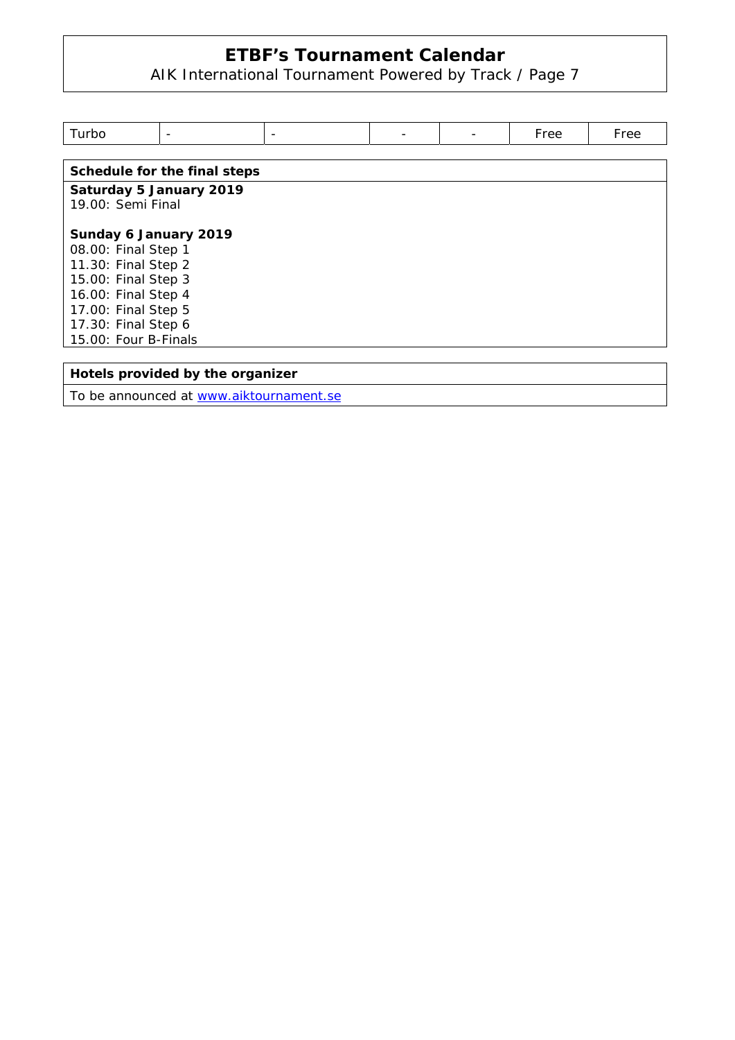| | | | | | | |
|---|---|---|---|---|---|---|
| Turbo | - | - | - | - | Free | Free |

**Schedule for the final steps**

**Saturday 5 January 2019**
19.00: Semi Final

**Sunday 6 January 2019**
08.00: Final Step 1
11.30: Final Step 2
15.00: Final Step 3
16.00: Final Step 4
17.00: Final Step 5
17.30: Final Step 6
15.00: Four B-Finals

**Hotels provided by the organizer**

To be announced at [www.aiktournament.se](http://www.aiktournament.se)